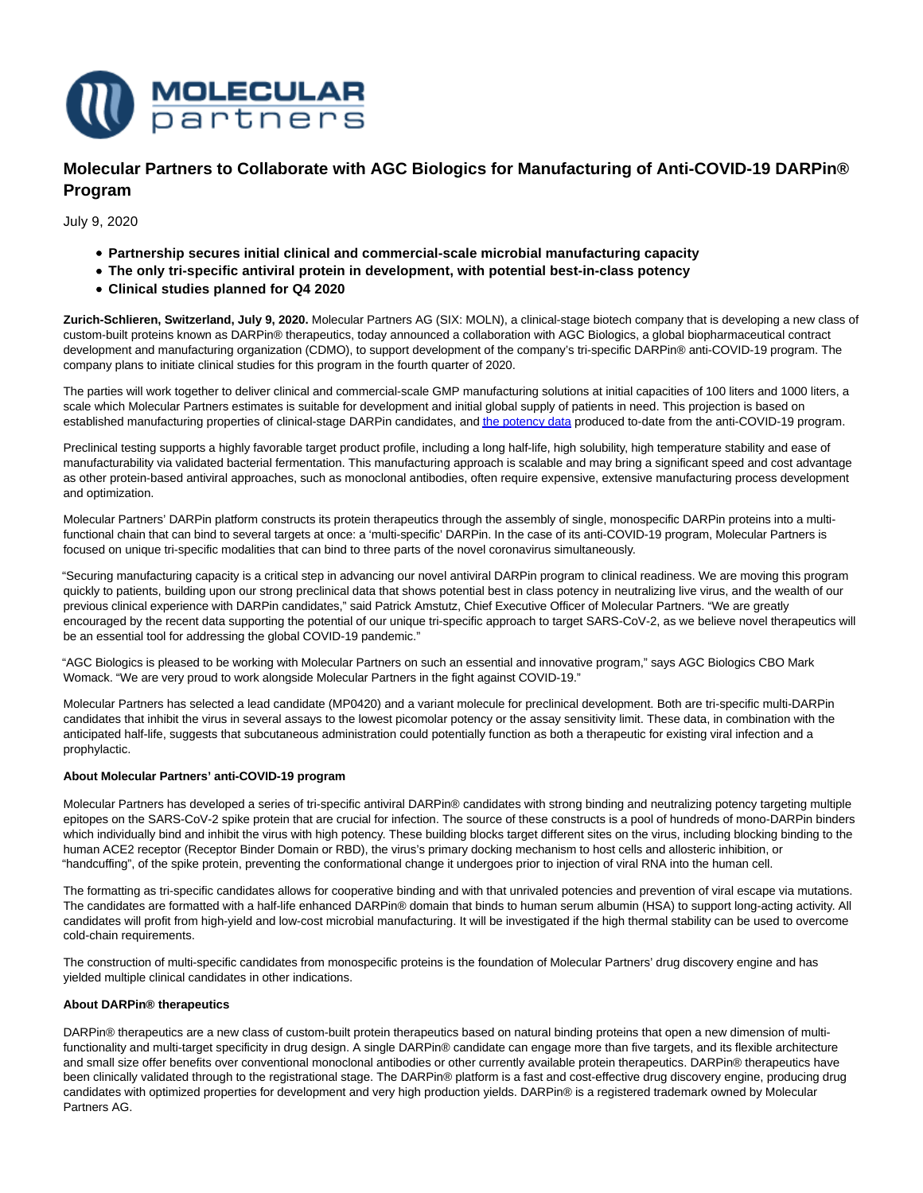# Molecular Partners to Collaborate with AGC Biologics for Manufacturing of Anti-COVID-19 DARPin® Program

July 9, 2020

- **Partnership secures initial clinical and commercial-scale microbial manufacturing capacity**
- **The only tri-specific antiviral protein in development, with potential best-in-class potency**
- **Clinical studies planned for Q4 2020**

**Zurich-Schlieren, Switzerland, July 9, 2020.** Molecular Partners AG (SIX: MOLN), a clinical-stage biotech company that is developing a new class of custom-built proteins known as DARPin® therapeutics, today announced a collaboration with AGC Biologics, a global biopharmaceutical contract development and manufacturing organization (CDMO), to support development of the company's tri-specific DARPin® anti-COVID-19 program. The company plans to initiate clinical studies for this program in the fourth quarter of 2020.

The parties will work together to deliver clinical and commercial-scale GMP manufacturing solutions at initial capacities of 100 liters and 1000 liters, a scale which Molecular Partners estimates is suitable for development and initial global supply of patients in need. This projection is based on established manufacturing properties of clinical-stage DARPin candidates, and the potency data produced to-date from the anti-COVID-19 program.

Preclinical testing supports a highly favorable target product profile, including a long half-life, high solubility, high temperature stability and ease of manufacturability via validated bacterial fermentation. This manufacturing approach is scalable and may bring a significant speed and cost advantage as other protein-based antiviral approaches, such as monoclonal antibodies, often require expensive, extensive manufacturing process development and optimization.

Molecular Partners' DARPin platform constructs its protein therapeutics through the assembly of single, monospecific DARPin proteins into a multi-functional chain that can bind to several targets at once: a 'multi-specific' DARPin. In the case of its anti-COVID-19 program, Molecular Partners is focused on unique tri-specific modalities that can bind to three parts of the novel coronavirus simultaneously.

"Securing manufacturing capacity is a critical step in advancing our novel antiviral DARPin program to clinical readiness. We are moving this program quickly to patients, building upon our strong preclinical data that shows potential best in class potency in neutralizing live virus, and the wealth of our previous clinical experience with DARPin candidates," said Patrick Amstutz, Chief Executive Officer of Molecular Partners. "We are greatly encouraged by the recent data supporting the potential of our unique tri-specific approach to target SARS-CoV-2, as we believe novel therapeutics will be an essential tool for addressing the global COVID-19 pandemic."

"AGC Biologics is pleased to be working with Molecular Partners on such an essential and innovative program," says AGC Biologics CBO Mark Womack. "We are very proud to work alongside Molecular Partners in the fight against COVID-19."

Molecular Partners has selected a lead candidate (MP0420) and a variant molecule for preclinical development. Both are tri-specific multi-DARPin candidates that inhibit the virus in several assays to the lowest picomolar potency or the assay sensitivity limit. These data, in combination with the anticipated half-life, suggests that subcutaneous administration could potentially function as both a therapeutic for existing viral infection and a prophylactic.

**About Molecular Partners' anti-COVID-19 program**

Molecular Partners has developed a series of tri-specific antiviral DARPin® candidates with strong binding and neutralizing potency targeting multiple epitopes on the SARS-CoV-2 spike protein that are crucial for infection. The source of these constructs is a pool of hundreds of mono-DARPin binders which individually bind and inhibit the virus with high potency. These building blocks target different sites on the virus, including blocking binding to the human ACE2 receptor (Receptor Binder Domain or RBD), the virus's primary docking mechanism to host cells and allosteric inhibition, or "handcuffing", of the spike protein, preventing the conformational change it undergoes prior to injection of viral RNA into the human cell.

The formatting as tri-specific candidates allows for cooperative binding and with that unrivaled potencies and prevention of viral escape via mutations. The candidates are formatted with a half-life enhanced DARPin® domain that binds to human serum albumin (HSA) to support long-acting activity. All candidates will profit from high-yield and low-cost microbial manufacturing. It will be investigated if the high thermal stability can be used to overcome cold-chain requirements.

The construction of multi-specific candidates from monospecific proteins is the foundation of Molecular Partners' drug discovery engine and has yielded multiple clinical candidates in other indications.

**About DARPin® therapeutics**

DARPin® therapeutics are a new class of custom-built protein therapeutics based on natural binding proteins that open a new dimension of multi-functionality and multi-target specificity in drug design. A single DARPin® candidate can engage more than five targets, and its flexible architecture and small size offer benefits over conventional monoclonal antibodies or other currently available protein therapeutics. DARPin® therapeutics have been clinically validated through to the registrational stage. The DARPin® platform is a fast and cost-effective drug discovery engine, producing drug candidates with optimized properties for development and very high production yields. DARPin® is a registered trademark owned by Molecular Partners AG.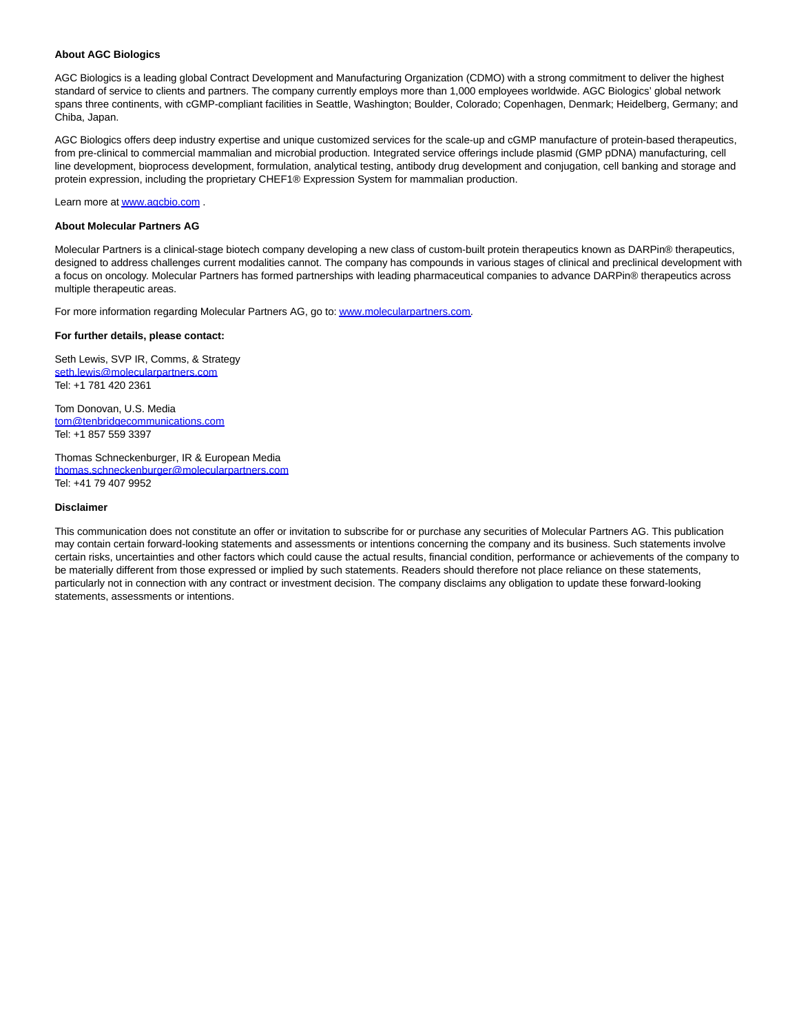**About AGC Biologics**

AGC Biologics is a leading global Contract Development and Manufacturing Organization (CDMO) with a strong commitment to deliver the highest standard of service to clients and partners. The company currently employs more than 1,000 employees worldwide. AGC Biologics' global network spans three continents, with cGMP-compliant facilities in Seattle, Washington; Boulder, Colorado; Copenhagen, Denmark; Heidelberg, Germany; and Chiba, Japan.

AGC Biologics offers deep industry expertise and unique customized services for the scale-up and cGMP manufacture of protein-based therapeutics, from pre-clinical to commercial mammalian and microbial production. Integrated service offerings include plasmid (GMP pDNA) manufacturing, cell line development, bioprocess development, formulation, analytical testing, antibody drug development and conjugation, cell banking and storage and protein expression, including the proprietary CHEF1® Expression System for mammalian production.

Learn more at www.agcbio.com .

**About Molecular Partners AG**

Molecular Partners is a clinical-stage biotech company developing a new class of custom-built protein therapeutics known as DARPin® therapeutics, designed to address challenges current modalities cannot. The company has compounds in various stages of clinical and preclinical development with a focus on oncology. Molecular Partners has formed partnerships with leading pharmaceutical companies to advance DARPin® therapeutics across multiple therapeutic areas.

For more information regarding Molecular Partners AG, go to: www.molecularpartners.com.

**For further details, please contact:**

Seth Lewis, SVP IR, Comms, & Strategy
seth.lewis@molecularpartners.com
Tel: +1 781 420 2361

Tom Donovan, U.S. Media
tom@tenbridgecommunications.com
Tel: +1 857 559 3397

Thomas Schneckenburger, IR & European Media
thomas.schneckenburger@molecularpartners.com
Tel: +41 79 407 9952

**Disclaimer**

This communication does not constitute an offer or invitation to subscribe for or purchase any securities of Molecular Partners AG. This publication may contain certain forward-looking statements and assessments or intentions concerning the company and its business. Such statements involve certain risks, uncertainties and other factors which could cause the actual results, financial condition, performance or achievements of the company to be materially different from those expressed or implied by such statements. Readers should therefore not place reliance on these statements, particularly not in connection with any contract or investment decision. The company disclaims any obligation to update these forward-looking statements, assessments or intentions.